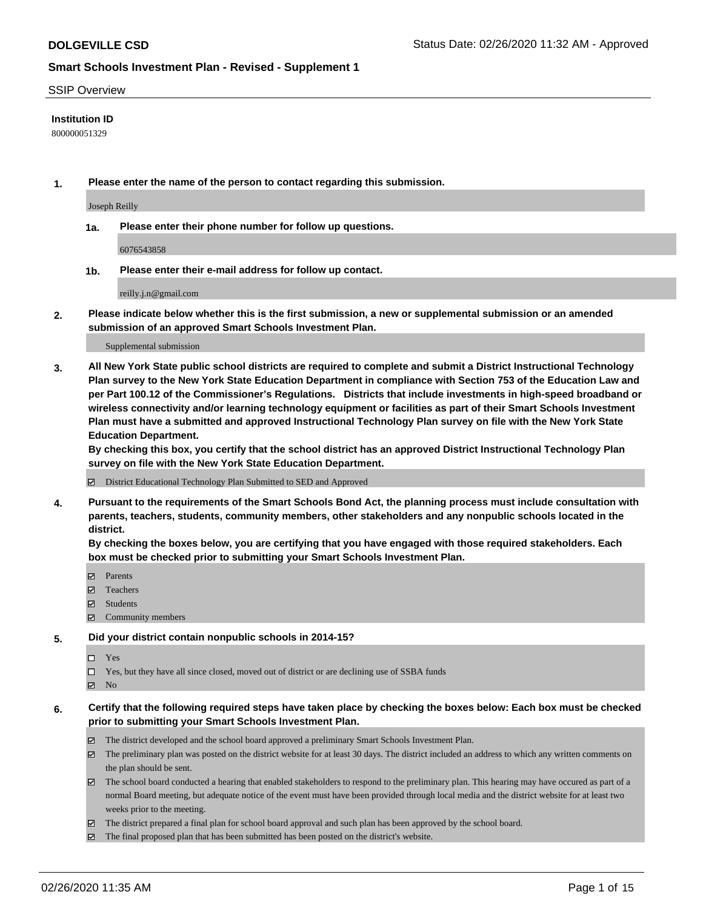**DOLGEVILLE CSD** Status Date: 02/26/2020 11:32 AM - Approved

## Smart Schools Investment Plan - Revised - Supplement 1

SSIP Overview

**Institution ID**

800000051329

**1. Please enter the name of the person to contact regarding this submission.**

Joseph Reilly

**1a. Please enter their phone number for follow up questions.**

6076543858

**1b. Please enter their e-mail address for follow up contact.**

reilly.j.n@gmail.com

**2. Please indicate below whether this is the first submission, a new or supplemental submission or an amended submission of an approved Smart Schools Investment Plan.**

Supplemental submission

**3. All New York State public school districts are required to complete and submit a District Instructional Technology Plan survey to the New York State Education Department in compliance with Section 753 of the Education Law and per Part 100.12 of the Commissioner's Regulations. Districts that include investments in high-speed broadband or wireless connectivity and/or learning technology equipment or facilities as part of their Smart Schools Investment Plan must have a submitted and approved Instructional Technology Plan survey on file with the New York State Education Department.**
**By checking this box, you certify that the school district has an approved District Instructional Technology Plan survey on file with the New York State Education Department.**

- ☑ District Educational Technology Plan Submitted to SED and Approved

**4. Pursuant to the requirements of the Smart Schools Bond Act, the planning process must include consultation with parents, teachers, students, community members, other stakeholders and any nonpublic schools located in the district.**
**By checking the boxes below, you are certifying that you have engaged with those required stakeholders. Each box must be checked prior to submitting your Smart Schools Investment Plan.**

- ☑ Parents
- ☑ Teachers
- ☑ Students
- ☑ Community members

**5. Did your district contain nonpublic schools in 2014-15?**

- ☐ Yes
- ☐ Yes, but they have all since closed, moved out of district or are declining use of SSBA funds
- ☑ No

**6. Certify that the following required steps have taken place by checking the boxes below: Each box must be checked prior to submitting your Smart Schools Investment Plan.**

- ☑ The district developed and the school board approved a preliminary Smart Schools Investment Plan.
- ☑ The preliminary plan was posted on the district website for at least 30 days. The district included an address to which any written comments on the plan should be sent.
- ☑ The school board conducted a hearing that enabled stakeholders to respond to the preliminary plan. This hearing may have occured as part of a normal Board meeting, but adequate notice of the event must have been provided through local media and the district website for at least two weeks prior to the meeting.
- ☑ The district prepared a final plan for school board approval and such plan has been approved by the school board.
- ☑ The final proposed plan that has been submitted has been posted on the district's website.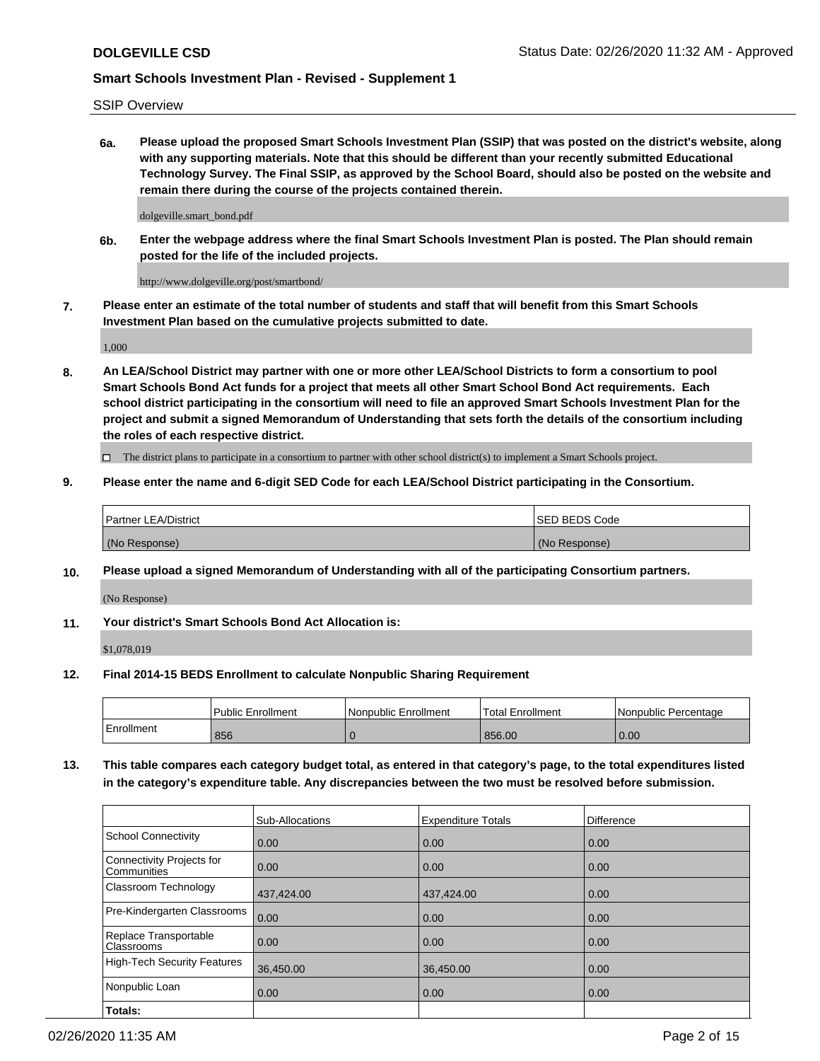SSIP Overview

**6a. Please upload the proposed Smart Schools Investment Plan (SSIP) that was posted on the district's website, along with any supporting materials. Note that this should be different than your recently submitted Educational Technology Survey. The Final SSIP, as approved by the School Board, should also be posted on the website and remain there during the course of the projects contained therein.**

dolgeville.smart_bond.pdf

**6b. Enter the webpage address where the final Smart Schools Investment Plan is posted. The Plan should remain posted for the life of the included projects.**

http://www.dolgeville.org/post/smartbond/

**7. Please enter an estimate of the total number of students and staff that will benefit from this Smart Schools Investment Plan based on the cumulative projects submitted to date.**

1,000

**8. An LEA/School District may partner with one or more other LEA/School Districts to form a consortium to pool Smart Schools Bond Act funds for a project that meets all other Smart School Bond Act requirements. Each school district participating in the consortium will need to file an approved Smart Schools Investment Plan for the project and submit a signed Memorandum of Understanding that sets forth the details of the consortium including the roles of each respective district.**

☐ The district plans to participate in a consortium to partner with other school district(s) to implement a Smart Schools project.

**9. Please enter the name and 6-digit SED Code for each LEA/School District participating in the Consortium.**

| Partner LEA/District | SED BEDS Code |
|---|---|
| (No Response) | (No Response) |

**10. Please upload a signed Memorandum of Understanding with all of the participating Consortium partners.**

(No Response)

**11. Your district's Smart Schools Bond Act Allocation is:**

$1,078,019

**12. Final 2014-15 BEDS Enrollment to calculate Nonpublic Sharing Requirement**

| | Public Enrollment | Nonpublic Enrollment | Total Enrollment | Nonpublic Percentage |
|---|---|---|---|---|
| Enrollment | 856 | 0 | 856.00 | 0.00 |

**13. This table compares each category budget total, as entered in that category's page, to the total expenditures listed in the category's expenditure table. Any discrepancies between the two must be resolved before submission.**

| | Sub-Allocations | Expenditure Totals | Difference |
|---|---|---|---|
| School Connectivity | 0.00 | 0.00 | 0.00 |
| Connectivity Projects for Communities | 0.00 | 0.00 | 0.00 |
| Classroom Technology | 437,424.00 | 437,424.00 | 0.00 |
| Pre-Kindergarten Classrooms | 0.00 | 0.00 | 0.00 |
| Replace Transportable Classrooms | 0.00 | 0.00 | 0.00 |
| High-Tech Security Features | 36,450.00 | 36,450.00 | 0.00 |
| Nonpublic Loan | 0.00 | 0.00 | 0.00 |
| **Totals:** | | | |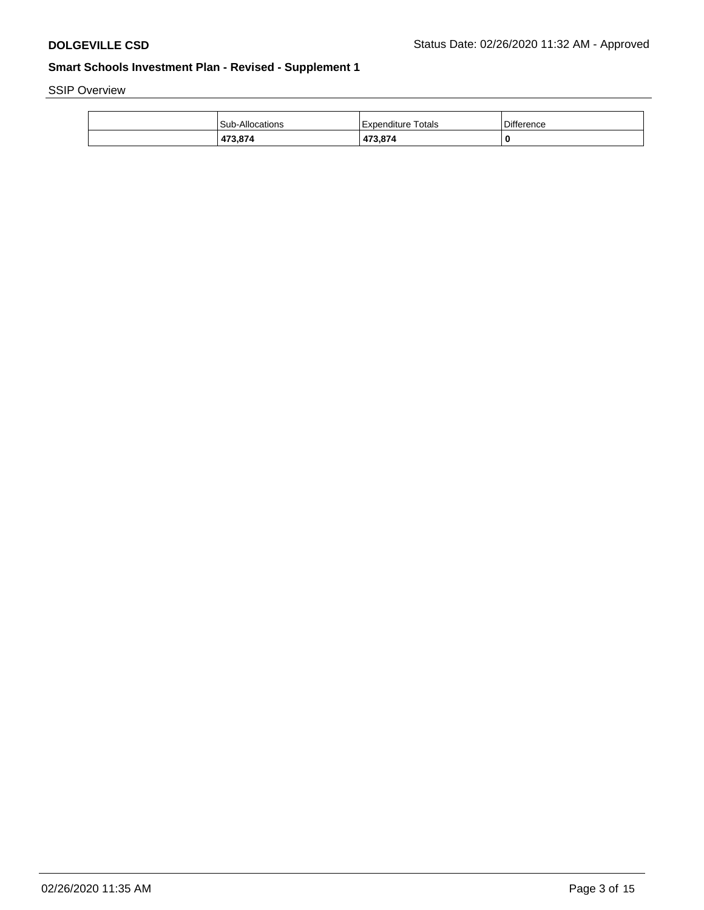**DOLGEVILLE CSD** Status Date: 02/26/2020 11:32 AM - Approved

## Smart Schools Investment Plan - Revised - Supplement 1

SSIP Overview

| | Sub-Allocations | Expenditure Totals | Difference |
|---|---|---|---|
| | **473,874** | **473,874** | **0** |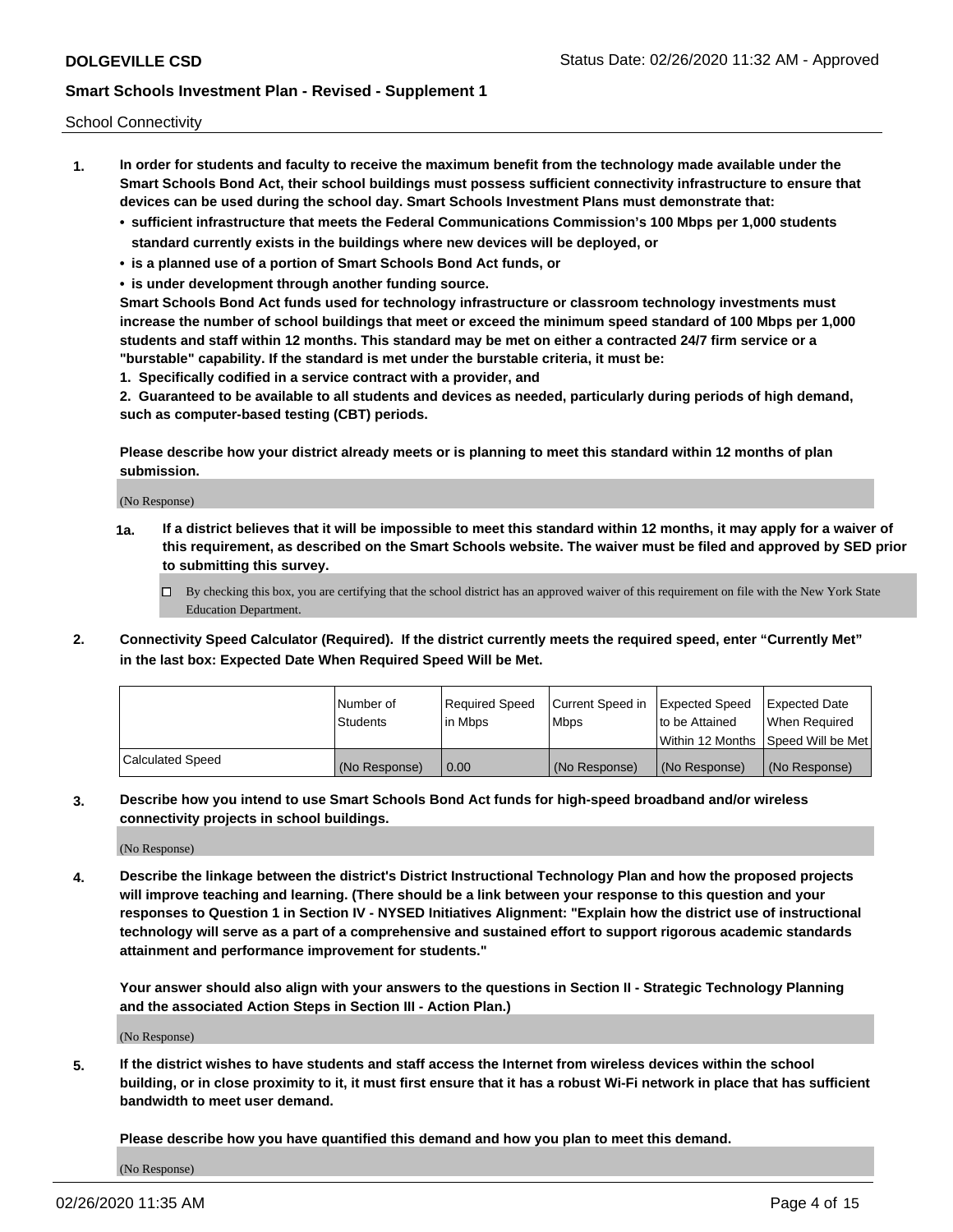School Connectivity

1. **In order for students and faculty to receive the maximum benefit from the technology made available under the Smart Schools Bond Act, their school buildings must possess sufficient connectivity infrastructure to ensure that devices can be used during the school day. Smart Schools Investment Plans must demonstrate that:**
   - **sufficient infrastructure that meets the Federal Communications Commission's 100 Mbps per 1,000 students standard currently exists in the buildings where new devices will be deployed, or**
   - **is a planned use of a portion of Smart Schools Bond Act funds, or**
   - **is under development through another funding source.**

   **Smart Schools Bond Act funds used for technology infrastructure or classroom technology investments must increase the number of school buildings that meet or exceed the minimum speed standard of 100 Mbps per 1,000 students and staff within 12 months. This standard may be met on either a contracted 24/7 firm service or a "burstable" capability. If the standard is met under the burstable criteria, it must be:**

   **1. Specifically codified in a service contract with a provider, and**

   **2. Guaranteed to be available to all students and devices as needed, particularly during periods of high demand, such as computer-based testing (CBT) periods.**

   **Please describe how your district already meets or is planning to meet this standard within 12 months of plan submission.**

   (No Response)

   **1a. If a district believes that it will be impossible to meet this standard within 12 months, it may apply for a waiver of this requirement, as described on the Smart Schools website. The waiver must be filed and approved by SED prior to submitting this survey.**

   ☐ By checking this box, you are certifying that the school district has an approved waiver of this requirement on file with the New York State Education Department.

2. **Connectivity Speed Calculator (Required). If the district currently meets the required speed, enter "Currently Met" in the last box: Expected Date When Required Speed Will be Met.**

| | Number of Students | Required Speed in Mbps | Current Speed in Mbps | Expected Speed to be Attained Within 12 Months | Expected Date When Required Speed Will be Met |
|---|---|---|---|---|---|
| Calculated Speed | (No Response) | 0.00 | (No Response) | (No Response) | (No Response) |

3. **Describe how you intend to use Smart Schools Bond Act funds for high-speed broadband and/or wireless connectivity projects in school buildings.**

   (No Response)

4. **Describe the linkage between the district's District Instructional Technology Plan and how the proposed projects will improve teaching and learning. (There should be a link between your response to this question and your responses to Question 1 in Section IV - NYSED Initiatives Alignment: "Explain how the district use of instructional technology will serve as a part of a comprehensive and sustained effort to support rigorous academic standards attainment and performance improvement for students."**

   **Your answer should also align with your answers to the questions in Section II - Strategic Technology Planning and the associated Action Steps in Section III - Action Plan.)**

   (No Response)

5. **If the district wishes to have students and staff access the Internet from wireless devices within the school building, or in close proximity to it, it must first ensure that it has a robust Wi-Fi network in place that has sufficient bandwidth to meet user demand.**

   **Please describe how you have quantified this demand and how you plan to meet this demand.**

   (No Response)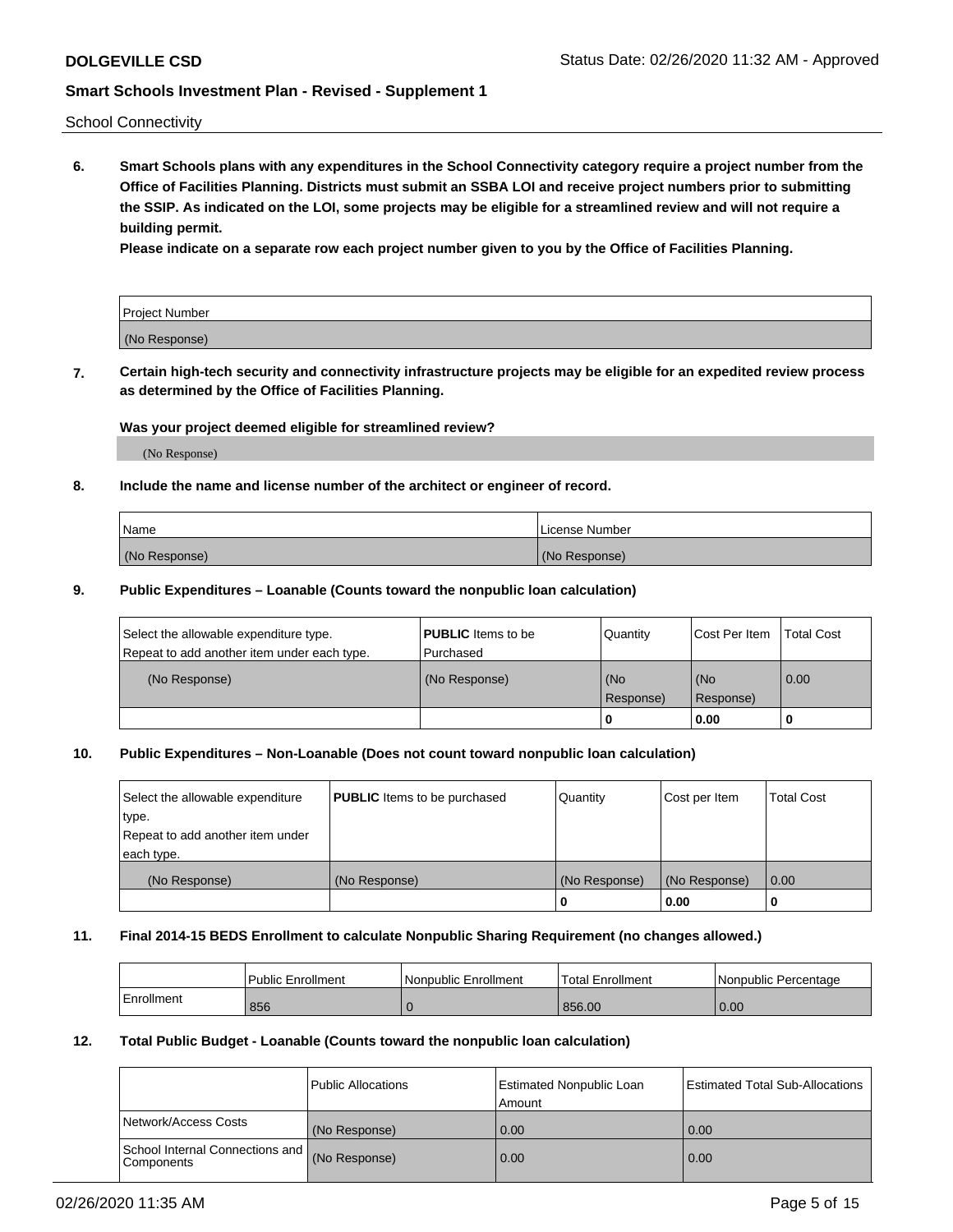School Connectivity

**6. Smart Schools plans with any expenditures in the School Connectivity category require a project number from the Office of Facilities Planning. Districts must submit an SSBA LOI and receive project numbers prior to submitting the SSIP. As indicated on the LOI, some projects may be eligible for a streamlined review and will not require a building permit.**

**Please indicate on a separate row each project number given to you by the Office of Facilities Planning.**

| Project Number |
|---|
| (No Response) |

**7. Certain high-tech security and connectivity infrastructure projects may be eligible for an expedited review process as determined by the Office of Facilities Planning.**

**Was your project deemed eligible for streamlined review?**

(No Response)

**8. Include the name and license number of the architect or engineer of record.**

| Name | License Number |
|---|---|
| (No Response) | (No Response) |

**9. Public Expenditures – Loanable (Counts toward the nonpublic loan calculation)**

| Select the allowable expenditure type. Repeat to add another item under each type. | **PUBLIC** Items to be Purchased | Quantity | Cost Per Item | Total Cost |
|---|---|---|---|---|
| (No Response) | (No Response) | (No Response) | (No Response) | 0.00 |
| | | 0 | 0.00 | 0 |

**10. Public Expenditures – Non-Loanable (Does not count toward nonpublic loan calculation)**

| Select the allowable expenditure type. Repeat to add another item under each type. | **PUBLIC** Items to be purchased | Quantity | Cost per Item | Total Cost |
|---|---|---|---|---|
| (No Response) | (No Response) | (No Response) | (No Response) | 0.00 |
| | | 0 | 0.00 | 0 |

**11. Final 2014-15 BEDS Enrollment to calculate Nonpublic Sharing Requirement (no changes allowed.)**

| | Public Enrollment | Nonpublic Enrollment | Total Enrollment | Nonpublic Percentage |
|---|---|---|---|---|
| Enrollment | 856 | 0 | 856.00 | 0.00 |

**12. Total Public Budget - Loanable (Counts toward the nonpublic loan calculation)**

| | Public Allocations | Estimated Nonpublic Loan Amount | Estimated Total Sub-Allocations |
|---|---|---|---|
| Network/Access Costs | (No Response) | 0.00 | 0.00 |
| School Internal Connections and Components | (No Response) | 0.00 | 0.00 |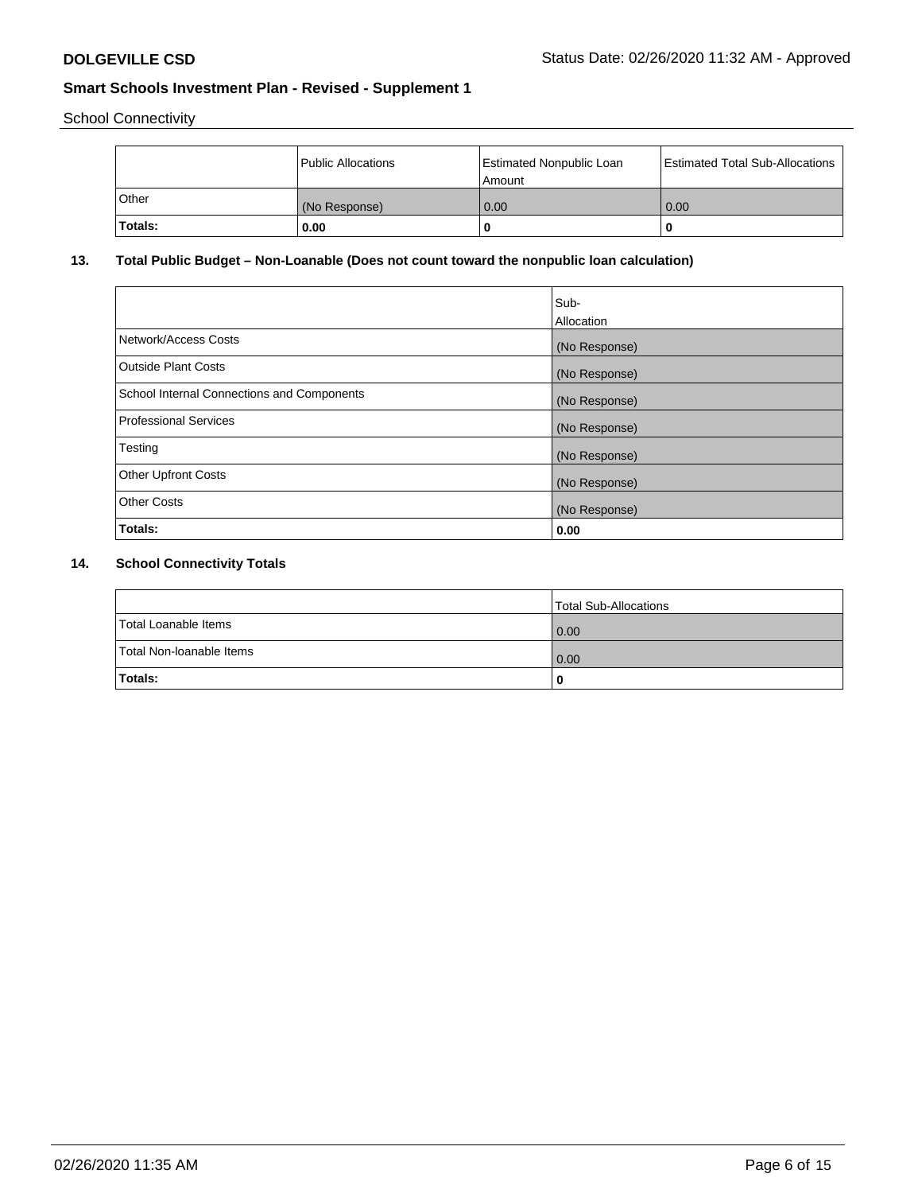School Connectivity

| | Public Allocations | Estimated Nonpublic Loan Amount | Estimated Total Sub-Allocations |
|---|---|---|---|
| Other | (No Response) | 0.00 | 0.00 |
| **Totals:** | **0.00** | **0** | **0** |

## 13. Total Public Budget – Non-Loanable (Does not count toward the nonpublic loan calculation)

| | Sub-Allocation |
|---|---|
| Network/Access Costs | (No Response) |
| Outside Plant Costs | (No Response) |
| School Internal Connections and Components | (No Response) |
| Professional Services | (No Response) |
| Testing | (No Response) |
| Other Upfront Costs | (No Response) |
| Other Costs | (No Response) |
| **Totals:** | **0.00** |

## 14. School Connectivity Totals

| | Total Sub-Allocations |
|---|---|
| Total Loanable Items | 0.00 |
| Total Non-loanable Items | 0.00 |
| **Totals:** | **0** |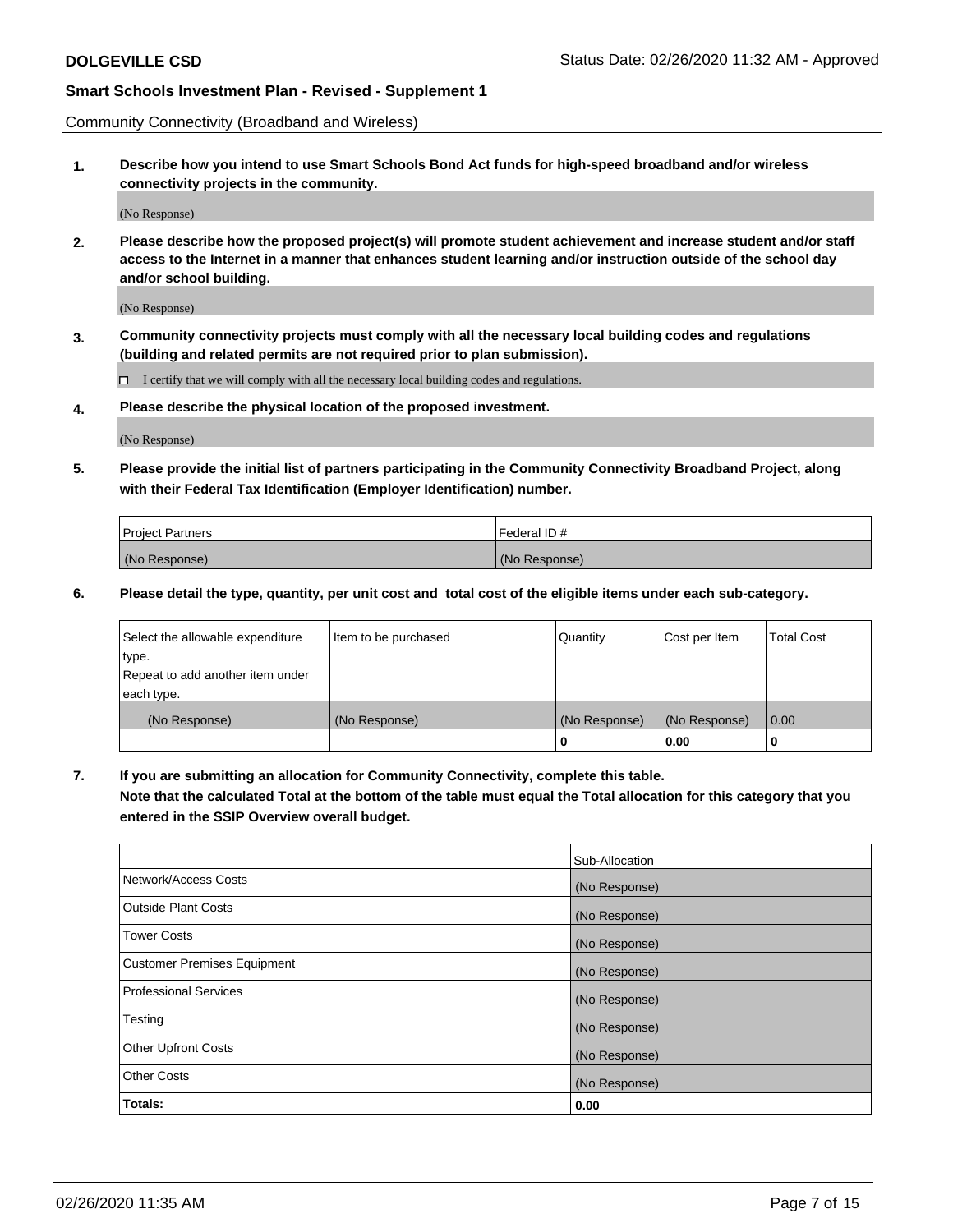**DOLGEVILLE CSD** Status Date: 02/26/2020 11:32 AM - Approved

## Smart Schools Investment Plan - Revised - Supplement 1

Community Connectivity (Broadband and Wireless)

**1. Describe how you intend to use Smart Schools Bond Act funds for high-speed broadband and/or wireless connectivity projects in the community.**

(No Response)

**2. Please describe how the proposed project(s) will promote student achievement and increase student and/or staff access to the Internet in a manner that enhances student learning and/or instruction outside of the school day and/or school building.**

(No Response)

**3. Community connectivity projects must comply with all the necessary local building codes and regulations (building and related permits are not required prior to plan submission).**

☐ I certify that we will comply with all the necessary local building codes and regulations.

**4. Please describe the physical location of the proposed investment.**

(No Response)

**5. Please provide the initial list of partners participating in the Community Connectivity Broadband Project, along with their Federal Tax Identification (Employer Identification) number.**

| Project Partners | Federal ID # |
|---|---|
| (No Response) | (No Response) |

**6. Please detail the type, quantity, per unit cost and total cost of the eligible items under each sub-category.**

| Select the allowable expenditure type. Repeat to add another item under each type. | Item to be purchased | Quantity | Cost per Item | Total Cost |
|---|---|---|---|---|
| (No Response) | (No Response) | (No Response) | (No Response) | 0.00 |
| | | **0** | **0.00** | **0** |

**7. If you are submitting an allocation for Community Connectivity, complete this table. Note that the calculated Total at the bottom of the table must equal the Total allocation for this category that you entered in the SSIP Overview overall budget.**

| | Sub-Allocation |
|---|---|
| Network/Access Costs | (No Response) |
| Outside Plant Costs | (No Response) |
| Tower Costs | (No Response) |
| Customer Premises Equipment | (No Response) |
| Professional Services | (No Response) |
| Testing | (No Response) |
| Other Upfront Costs | (No Response) |
| Other Costs | (No Response) |
| **Totals:** | **0.00** |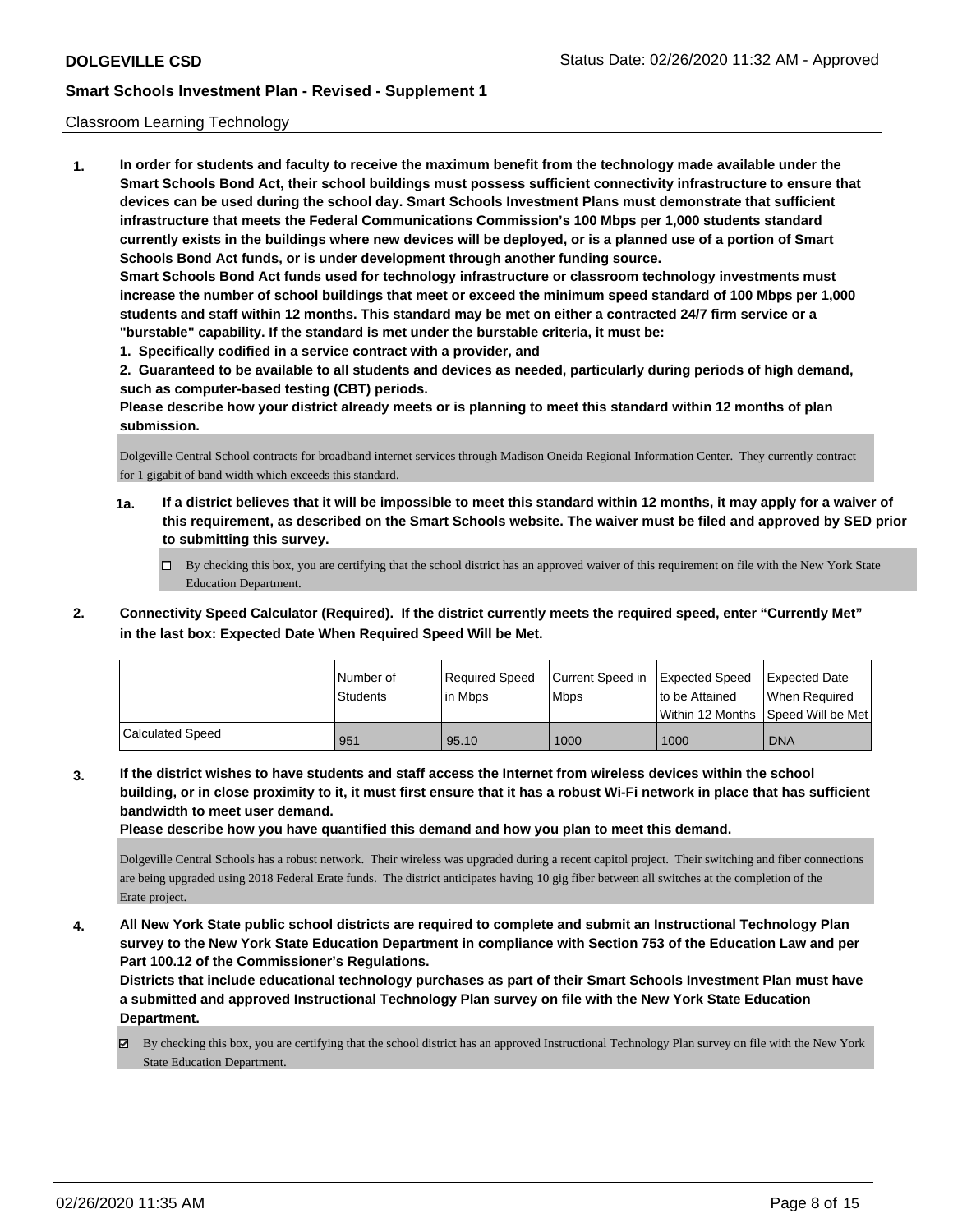Classroom Learning Technology

**1. In order for students and faculty to receive the maximum benefit from the technology made available under the Smart Schools Bond Act, their school buildings must possess sufficient connectivity infrastructure to ensure that devices can be used during the school day. Smart Schools Investment Plans must demonstrate that sufficient infrastructure that meets the Federal Communications Commission's 100 Mbps per 1,000 students standard currently exists in the buildings where new devices will be deployed, or is a planned use of a portion of Smart Schools Bond Act funds, or is under development through another funding source.**

**Smart Schools Bond Act funds used for technology infrastructure or classroom technology investments must increase the number of school buildings that meet or exceed the minimum speed standard of 100 Mbps per 1,000 students and staff within 12 months. This standard may be met on either a contracted 24/7 firm service or a "burstable" capability. If the standard is met under the burstable criteria, it must be:**

**1. Specifically codified in a service contract with a provider, and**

**2. Guaranteed to be available to all students and devices as needed, particularly during periods of high demand, such as computer-based testing (CBT) periods.**

**Please describe how your district already meets or is planning to meet this standard within 12 months of plan submission.**

Dolgeville Central School contracts for broadband internet services through Madison Oneida Regional Information Center. They currently contract for 1 gigabit of band width which exceeds this standard.

**1a. If a district believes that it will be impossible to meet this standard within 12 months, it may apply for a waiver of this requirement, as described on the Smart Schools website. The waiver must be filed and approved by SED prior to submitting this survey.**

☐ By checking this box, you are certifying that the school district has an approved waiver of this requirement on file with the New York State Education Department.

**2. Connectivity Speed Calculator (Required). If the district currently meets the required speed, enter "Currently Met" in the last box: Expected Date When Required Speed Will be Met.**

| | Number of Students | Required Speed in Mbps | Current Speed in Mbps | Expected Speed to be Attained Within 12 Months | Expected Date When Required Speed Will be Met |
|---|---|---|---|---|---|
| Calculated Speed | 951 | 95.10 | 1000 | 1000 | DNA |

**3. If the district wishes to have students and staff access the Internet from wireless devices within the school building, or in close proximity to it, it must first ensure that it has a robust Wi-Fi network in place that has sufficient bandwidth to meet user demand.**

**Please describe how you have quantified this demand and how you plan to meet this demand.**

Dolgeville Central Schools has a robust network. Their wireless was upgraded during a recent capitol project. Their switching and fiber connections are being upgraded using 2018 Federal Erate funds. The district anticipates having 10 gig fiber between all switches at the completion of the Erate project.

**4. All New York State public school districts are required to complete and submit an Instructional Technology Plan survey to the New York State Education Department in compliance with Section 753 of the Education Law and per Part 100.12 of the Commissioner's Regulations.**

**Districts that include educational technology purchases as part of their Smart Schools Investment Plan must have a submitted and approved Instructional Technology Plan survey on file with the New York State Education Department.**

☑ By checking this box, you are certifying that the school district has an approved Instructional Technology Plan survey on file with the New York State Education Department.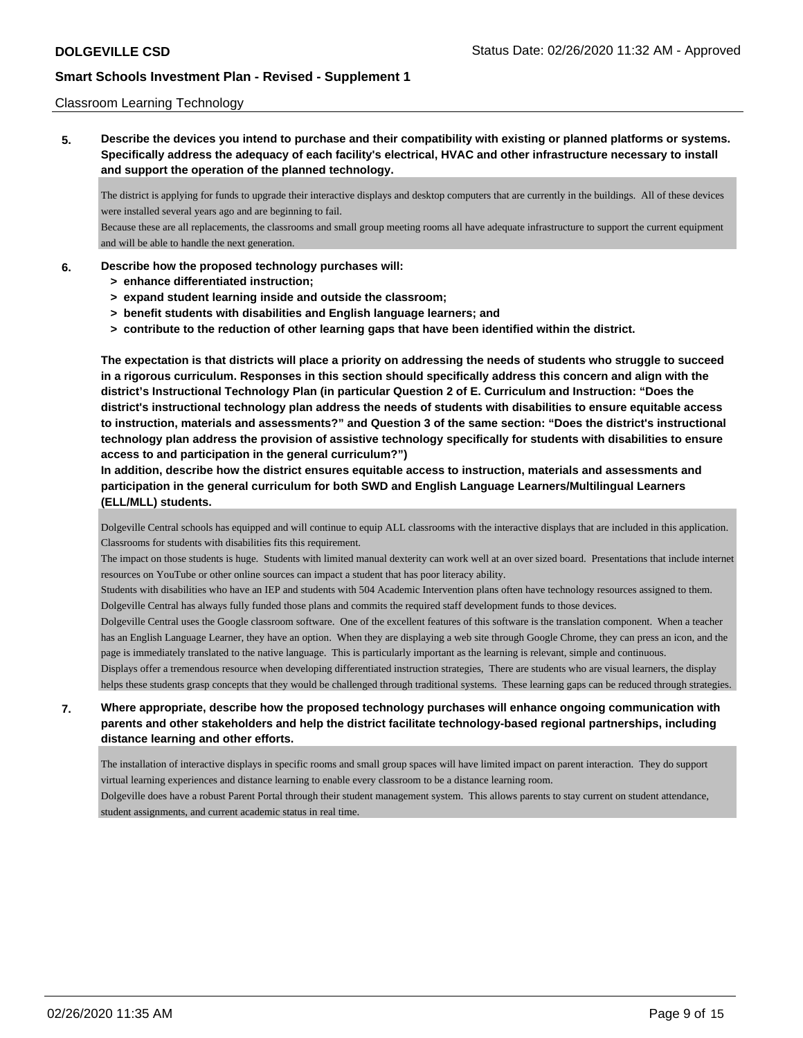Classroom Learning Technology

**5. Describe the devices you intend to purchase and their compatibility with existing or planned platforms or systems. Specifically address the adequacy of each facility's electrical, HVAC and other infrastructure necessary to install and support the operation of the planned technology.**

The district is applying for funds to upgrade their interactive displays and desktop computers that are currently in the buildings. All of these devices were installed several years ago and are beginning to fail.
Because these are all replacements, the classrooms and small group meeting rooms all have adequate infrastructure to support the current equipment and will be able to handle the next generation.

**6. Describe how the proposed technology purchases will:**
- **> enhance differentiated instruction;**
- **> expand student learning inside and outside the classroom;**
- **> benefit students with disabilities and English language learners; and**
- **> contribute to the reduction of other learning gaps that have been identified within the district.**

**The expectation is that districts will place a priority on addressing the needs of students who struggle to succeed in a rigorous curriculum. Responses in this section should specifically address this concern and align with the district's Instructional Technology Plan (in particular Question 2 of E. Curriculum and Instruction: "Does the district's instructional technology plan address the needs of students with disabilities to ensure equitable access to instruction, materials and assessments?" and Question 3 of the same section: "Does the district's instructional technology plan address the provision of assistive technology specifically for students with disabilities to ensure access to and participation in the general curriculum?")**
**In addition, describe how the district ensures equitable access to instruction, materials and assessments and participation in the general curriculum for both SWD and English Language Learners/Multilingual Learners (ELL/MLL) students.**

Dolgeville Central schools has equipped and will continue to equip ALL classrooms with the interactive displays that are included in this application. Classrooms for students with disabilities fits this requirement.
The impact on those students is huge. Students with limited manual dexterity can work well at an over sized board. Presentations that include internet resources on YouTube or other online sources can impact a student that has poor literacy ability.
Students with disabilities who have an IEP and students with 504 Academic Intervention plans often have technology resources assigned to them. Dolgeville Central has always fully funded those plans and commits the required staff development funds to those devices.
Dolgeville Central uses the Google classroom software. One of the excellent features of this software is the translation component. When a teacher has an English Language Learner, they have an option. When they are displaying a web site through Google Chrome, they can press an icon, and the page is immediately translated to the native language. This is particularly important as the learning is relevant, simple and continuous.
Displays offer a tremendous resource when developing differentiated instruction strategies, There are students who are visual learners, the display helps these students grasp concepts that they would be challenged through traditional systems. These learning gaps can be reduced through strategies.

**7. Where appropriate, describe how the proposed technology purchases will enhance ongoing communication with parents and other stakeholders and help the district facilitate technology-based regional partnerships, including distance learning and other efforts.**

The installation of interactive displays in specific rooms and small group spaces will have limited impact on parent interaction. They do support virtual learning experiences and distance learning to enable every classroom to be a distance learning room.
Dolgeville does have a robust Parent Portal through their student management system. This allows parents to stay current on student attendance, student assignments, and current academic status in real time.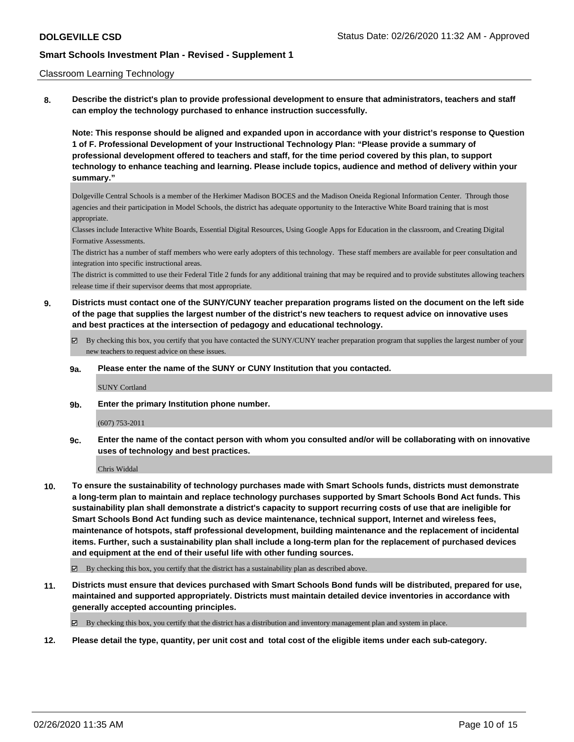Classroom Learning Technology

**8. Describe the district's plan to provide professional development to ensure that administrators, teachers and staff can employ the technology purchased to enhance instruction successfully.**

**Note: This response should be aligned and expanded upon in accordance with your district's response to Question 1 of F. Professional Development of your Instructional Technology Plan: "Please provide a summary of professional development offered to teachers and staff, for the time period covered by this plan, to support technology to enhance teaching and learning. Please include topics, audience and method of delivery within your summary."**

Dolgeville Central Schools is a member of the Herkimer Madison BOCES and the Madison Oneida Regional Information Center. Through those agencies and their participation in Model Schools, the district has adequate opportunity to the Interactive White Board training that is most appropriate.

Classes include Interactive White Boards, Essential Digital Resources, Using Google Apps for Education in the classroom, and Creating Digital Formative Assessments.

The district has a number of staff members who were early adopters of this technology. These staff members are available for peer consultation and integration into specific instructional areas.

The district is committed to use their Federal Title 2 funds for any additional training that may be required and to provide substitutes allowing teachers release time if their supervisor deems that most appropriate.

**9. Districts must contact one of the SUNY/CUNY teacher preparation programs listed on the document on the left side of the page that supplies the largest number of the district's new teachers to request advice on innovative uses and best practices at the intersection of pedagogy and educational technology.**

☑ By checking this box, you certify that you have contacted the SUNY/CUNY teacher preparation program that supplies the largest number of your new teachers to request advice on these issues.

**9a. Please enter the name of the SUNY or CUNY Institution that you contacted.**

SUNY Cortland

**9b. Enter the primary Institution phone number.**

(607) 753-2011

**9c. Enter the name of the contact person with whom you consulted and/or will be collaborating with on innovative uses of technology and best practices.**

Chris Widdal

**10. To ensure the sustainability of technology purchases made with Smart Schools funds, districts must demonstrate a long-term plan to maintain and replace technology purchases supported by Smart Schools Bond Act funds. This sustainability plan shall demonstrate a district's capacity to support recurring costs of use that are ineligible for Smart Schools Bond Act funding such as device maintenance, technical support, Internet and wireless fees, maintenance of hotspots, staff professional development, building maintenance and the replacement of incidental items. Further, such a sustainability plan shall include a long-term plan for the replacement of purchased devices and equipment at the end of their useful life with other funding sources.**

☑ By checking this box, you certify that the district has a sustainability plan as described above.

**11. Districts must ensure that devices purchased with Smart Schools Bond funds will be distributed, prepared for use, maintained and supported appropriately. Districts must maintain detailed device inventories in accordance with generally accepted accounting principles.**

☑ By checking this box, you certify that the district has a distribution and inventory management plan and system in place.

**12. Please detail the type, quantity, per unit cost and total cost of the eligible items under each sub-category.**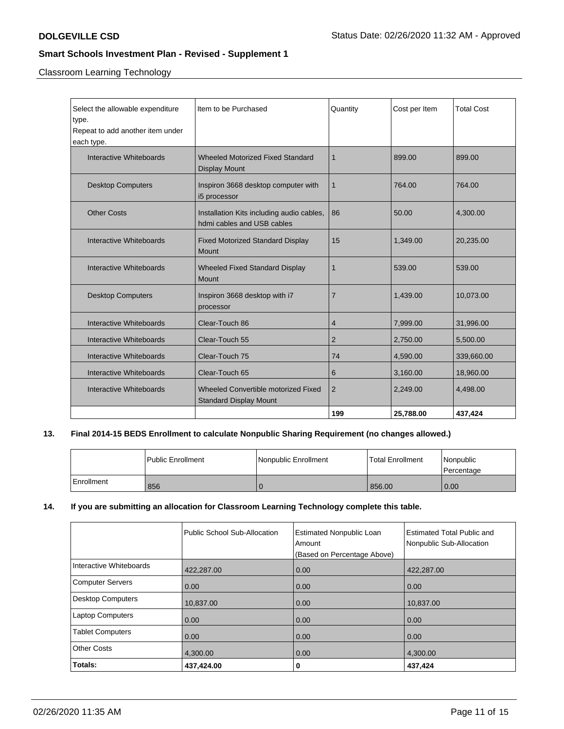Classroom Learning Technology

| Select the allowable expenditure type.<br>Repeat to add another item under each type. | Item to be Purchased | Quantity | Cost per Item | Total Cost |
|---|---|---|---|---|
| Interactive Whiteboards | Wheeled Motorized Fixed Standard Display Mount | 1 | 899.00 | 899.00 |
| Desktop Computers | Inspiron 3668 desktop computer with i5 processor | 1 | 764.00 | 764.00 |
| Other Costs | Installation Kits including audio cables, hdmi cables and USB cables | 86 | 50.00 | 4,300.00 |
| Interactive Whiteboards | Fixed Motorized Standard Display Mount | 15 | 1,349.00 | 20,235.00 |
| Interactive Whiteboards | Wheeled Fixed Standard Display Mount | 1 | 539.00 | 539.00 |
| Desktop Computers | Inspiron 3668 desktop with i7 processor | 7 | 1,439.00 | 10,073.00 |
| Interactive Whiteboards | Clear-Touch 86 | 4 | 7,999.00 | 31,996.00 |
| Interactive Whiteboards | Clear-Touch 55 | 2 | 2,750.00 | 5,500.00 |
| Interactive Whiteboards | Clear-Touch 75 | 74 | 4,590.00 | 339,660.00 |
| Interactive Whiteboards | Clear-Touch 65 | 6 | 3,160.00 | 18,960.00 |
| Interactive Whiteboards | Wheeled Convertible motorized Fixed Standard Display Mount | 2 | 2,249.00 | 4,498.00 |
| | | **199** | **25,788.00** | **437,424** |

**13. Final 2014-15 BEDS Enrollment to calculate Nonpublic Sharing Requirement (no changes allowed.)**

| | Public Enrollment | Nonpublic Enrollment | Total Enrollment | Nonpublic Percentage |
|---|---|---|---|---|
| Enrollment | 856 | 0 | 856.00 | 0.00 |

**14. If you are submitting an allocation for Classroom Learning Technology complete this table.**

| | Public School Sub-Allocation | Estimated Nonpublic Loan Amount (Based on Percentage Above) | Estimated Total Public and Nonpublic Sub-Allocation |
|---|---|---|---|
| Interactive Whiteboards | 422,287.00 | 0.00 | 422,287.00 |
| Computer Servers | 0.00 | 0.00 | 0.00 |
| Desktop Computers | 10,837.00 | 0.00 | 10,837.00 |
| Laptop Computers | 0.00 | 0.00 | 0.00 |
| Tablet Computers | 0.00 | 0.00 | 0.00 |
| Other Costs | 4,300.00 | 0.00 | 4,300.00 |
| **Totals:** | **437,424.00** | **0** | **437,424** |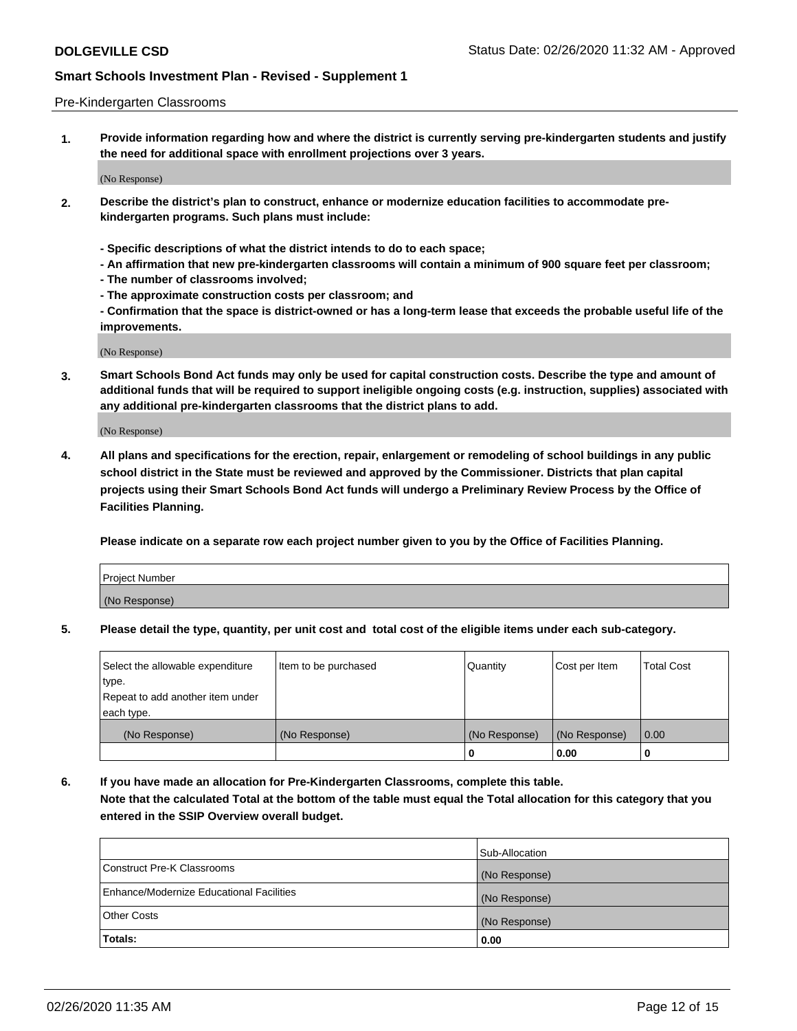Pre-Kindergarten Classrooms

**1. Provide information regarding how and where the district is currently serving pre-kindergarten students and justify the need for additional space with enrollment projections over 3 years.**

(No Response)

**2. Describe the district's plan to construct, enhance or modernize education facilities to accommodate pre-kindergarten programs. Such plans must include:**

**- Specific descriptions of what the district intends to do to each space;**
**- An affirmation that new pre-kindergarten classrooms will contain a minimum of 900 square feet per classroom;**
**- The number of classrooms involved;**
**- The approximate construction costs per classroom; and**
**- Confirmation that the space is district-owned or has a long-term lease that exceeds the probable useful life of the improvements.**

(No Response)

**3. Smart Schools Bond Act funds may only be used for capital construction costs. Describe the type and amount of additional funds that will be required to support ineligible ongoing costs (e.g. instruction, supplies) associated with any additional pre-kindergarten classrooms that the district plans to add.**

(No Response)

**4. All plans and specifications for the erection, repair, enlargement or remodeling of school buildings in any public school district in the State must be reviewed and approved by the Commissioner. Districts that plan capital projects using their Smart Schools Bond Act funds will undergo a Preliminary Review Process by the Office of Facilities Planning.**

**Please indicate on a separate row each project number given to you by the Office of Facilities Planning.**

| Project Number |
|---|
| (No Response) |

**5. Please detail the type, quantity, per unit cost and total cost of the eligible items under each sub-category.**

| Select the allowable expenditure type. Repeat to add another item under each type. | Item to be purchased | Quantity | Cost per Item | Total Cost |
|---|---|---|---|---|
| (No Response) | (No Response) | (No Response) | (No Response) | 0.00 |
| | | 0 | 0.00 | 0 |

**6. If you have made an allocation for Pre-Kindergarten Classrooms, complete this table. Note that the calculated Total at the bottom of the table must equal the Total allocation for this category that you entered in the SSIP Overview overall budget.**

| | Sub-Allocation |
|---|---|
| Construct Pre-K Classrooms | (No Response) |
| Enhance/Modernize Educational Facilities | (No Response) |
| Other Costs | (No Response) |
| **Totals:** | **0.00** |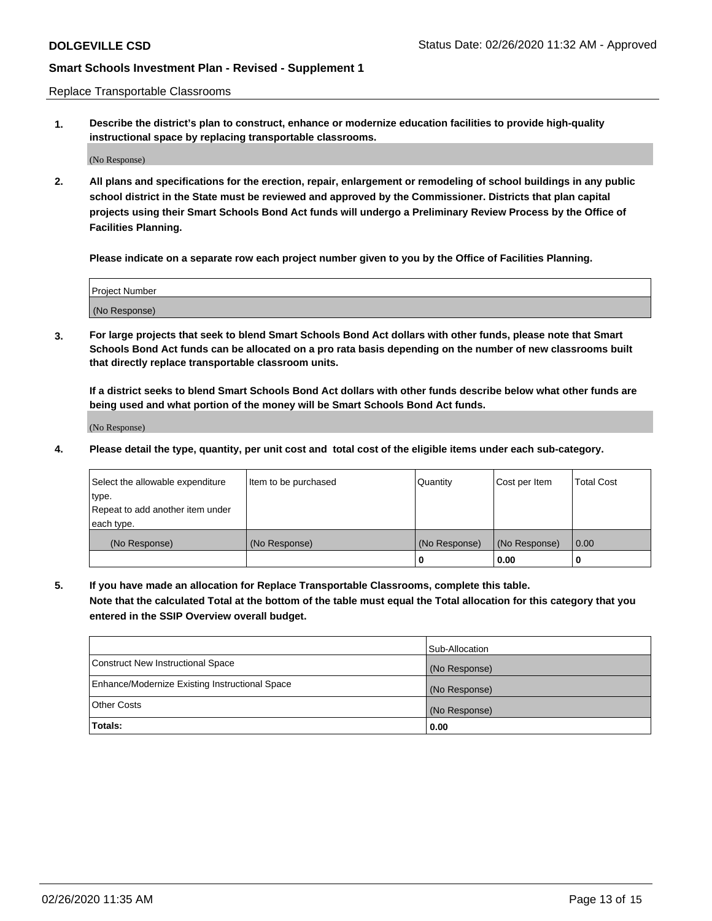Replace Transportable Classrooms

1. **Describe the district's plan to construct, enhance or modernize education facilities to provide high-quality instructional space by replacing transportable classrooms.**

(No Response)

2. **All plans and specifications for the erection, repair, enlargement or remodeling of school buildings in any public school district in the State must be reviewed and approved by the Commissioner. Districts that plan capital projects using their Smart Schools Bond Act funds will undergo a Preliminary Review Process by the Office of Facilities Planning.**

   **Please indicate on a separate row each project number given to you by the Office of Facilities Planning.**

| Project Number |
|---|
| (No Response) |

3. **For large projects that seek to blend Smart Schools Bond Act dollars with other funds, please note that Smart Schools Bond Act funds can be allocated on a pro rata basis depending on the number of new classrooms built that directly replace transportable classroom units.**

   **If a district seeks to blend Smart Schools Bond Act dollars with other funds describe below what other funds are being used and what portion of the money will be Smart Schools Bond Act funds.**

(No Response)

4. **Please detail the type, quantity, per unit cost and total cost of the eligible items under each sub-category.**

| Select the allowable expenditure type. Repeat to add another item under each type. | Item to be purchased | Quantity | Cost per Item | Total Cost |
|---|---|---|---|---|
| (No Response) | (No Response) | (No Response) | (No Response) | 0.00 |
| | | 0 | 0.00 | 0 |

5. **If you have made an allocation for Replace Transportable Classrooms, complete this table. Note that the calculated Total at the bottom of the table must equal the Total allocation for this category that you entered in the SSIP Overview overall budget.**

| | Sub-Allocation |
|---|---|
| Construct New Instructional Space | (No Response) |
| Enhance/Modernize Existing Instructional Space | (No Response) |
| Other Costs | (No Response) |
| **Totals:** | **0.00** |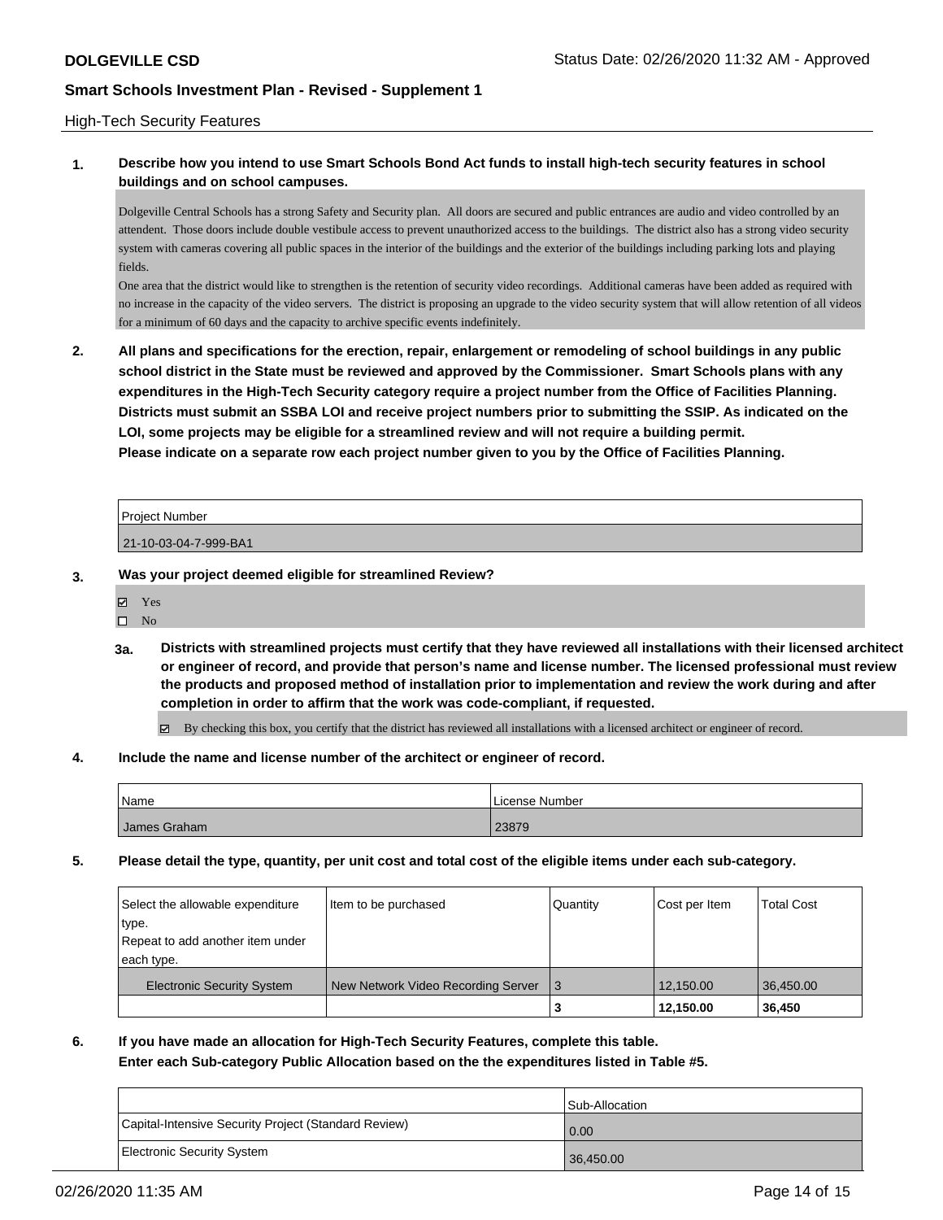## High-Tech Security Features

**1. Describe how you intend to use Smart Schools Bond Act funds to install high-tech security features in school buildings and on school campuses.**

Dolgeville Central Schools has a strong Safety and Security plan. All doors are secured and public entrances are audio and video controlled by an attendent. Those doors include double vestibule access to prevent unauthorized access to the buildings. The district also has a strong video security system with cameras covering all public spaces in the interior of the buildings and the exterior of the buildings including parking lots and playing fields.

One area that the district would like to strengthen is the retention of security video recordings. Additional cameras have been added as required with no increase in the capacity of the video servers. The district is proposing an upgrade to the video security system that will allow retention of all videos for a minimum of 60 days and the capacity to archive specific events indefinitely.

**2. All plans and specifications for the erection, repair, enlargement or remodeling of school buildings in any public school district in the State must be reviewed and approved by the Commissioner. Smart Schools plans with any expenditures in the High-Tech Security category require a project number from the Office of Facilities Planning. Districts must submit an SSBA LOI and receive project numbers prior to submitting the SSIP. As indicated on the LOI, some projects may be eligible for a streamlined review and will not require a building permit.**
**Please indicate on a separate row each project number given to you by the Office of Facilities Planning.**

| Project Number |
|---|
| 21-10-03-04-7-999-BA1 |

**3. Was your project deemed eligible for streamlined Review?**

- ☑ Yes
- ☐ No

**3a. Districts with streamlined projects must certify that they have reviewed all installations with their licensed architect or engineer of record, and provide that person's name and license number. The licensed professional must review the products and proposed method of installation prior to implementation and review the work during and after completion in order to affirm that the work was code-compliant, if requested.**

- ☑ By checking this box, you certify that the district has reviewed all installations with a licensed architect or engineer of record.

**4. Include the name and license number of the architect or engineer of record.**

| Name | License Number |
|---|---|
| James Graham | 23879 |

**5. Please detail the type, quantity, per unit cost and total cost of the eligible items under each sub-category.**

| Select the allowable expenditure type. Repeat to add another item under each type. | Item to be purchased | Quantity | Cost per Item | Total Cost |
|---|---|---|---|---|
| Electronic Security System | New Network Video Recording Server | 3 | 12,150.00 | 36,450.00 |
| | | **3** | **12,150.00** | **36,450** |

**6. If you have made an allocation for High-Tech Security Features, complete this table.**
**Enter each Sub-category Public Allocation based on the the expenditures listed in Table #5.**

| | Sub-Allocation |
|---|---|
| Capital-Intensive Security Project (Standard Review) | 0.00 |
| Electronic Security System | 36,450.00 |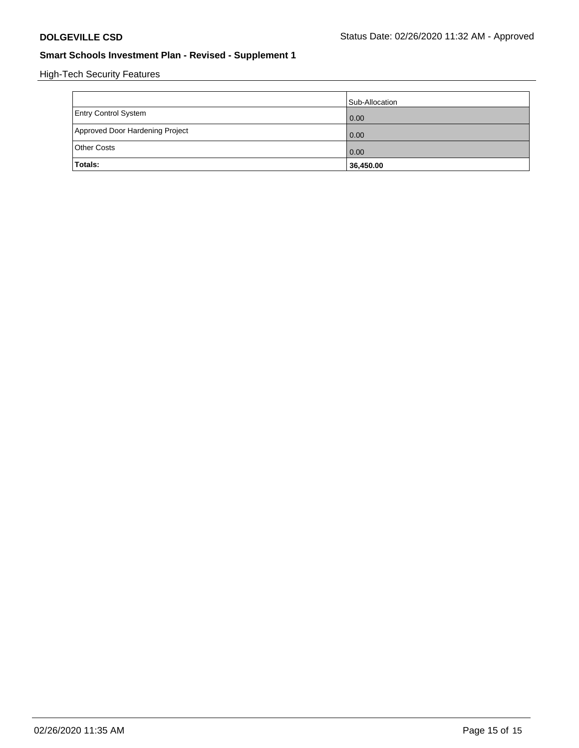**DOLGEVILLE CSD** Status Date: 02/26/2020 11:32 AM - Approved

**Smart Schools Investment Plan - Revised - Supplement 1**

High-Tech Security Features

| | Sub-Allocation |
|---|---|
| Entry Control System | 0.00 |
| Approved Door Hardening Project | 0.00 |
| Other Costs | 0.00 |
| **Totals:** | **36,450.00** |